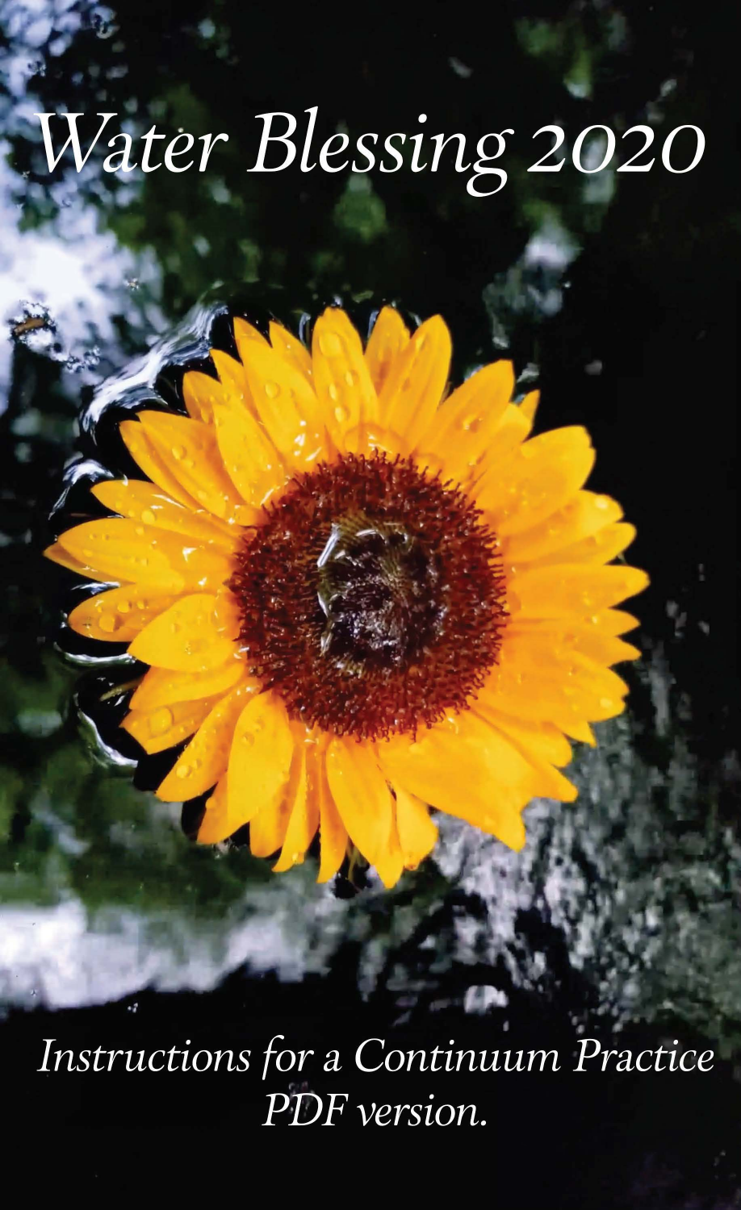# *Water Blessing 2020*

*Instructions for a Continuum Practice*
*PDF version.*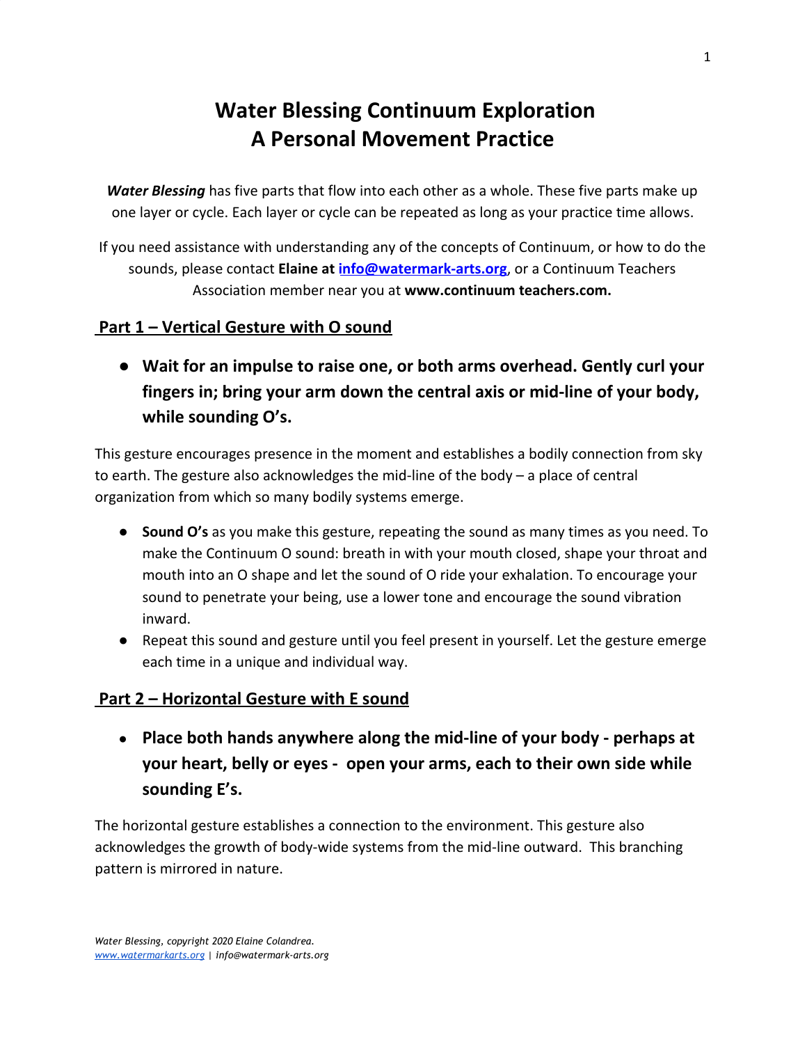# Water Blessing Continuum Exploration
# A Personal Movement Practice

***Water Blessing*** has five parts that flow into each other as a whole. These five parts make up one layer or cycle. Each layer or cycle can be repeated as long as your practice time allows.

If you need assistance with understanding any of the concepts of Continuum, or how to do the sounds, please contact **Elaine at [info@watermark-arts.org](mailto:info@watermark-arts.org)**, or a Continuum Teachers Association member near you at **www.continuum teachers.com.**

## Part 1 – Vertical Gesture with O sound

- **Wait for an impulse to raise one, or both arms overhead. Gently curl your fingers in; bring your arm down the central axis or mid-line of your body, while sounding O's.**

This gesture encourages presence in the moment and establishes a bodily connection from sky to earth. The gesture also acknowledges the mid-line of the body – a place of central organization from which so many bodily systems emerge.

- **Sound O's** as you make this gesture, repeating the sound as many times as you need. To make the Continuum O sound: breath in with your mouth closed, shape your throat and mouth into an O shape and let the sound of O ride your exhalation. To encourage your sound to penetrate your being, use a lower tone and encourage the sound vibration inward.
- Repeat this sound and gesture until you feel present in yourself. Let the gesture emerge each time in a unique and individual way.

## Part 2 – Horizontal Gesture with E sound

- **Place both hands anywhere along the mid-line of your body - perhaps at your heart, belly or eyes - open your arms, each to their own side while sounding E's.**

The horizontal gesture establishes a connection to the environment. This gesture also acknowledges the growth of body-wide systems from the mid-line outward. This branching pattern is mirrored in nature.

*Water Blessing, copyright 2020 Elaine Colandrea.*
*[www.watermarkarts.org](http://www.watermarkarts.org) | info@watermark-arts.org*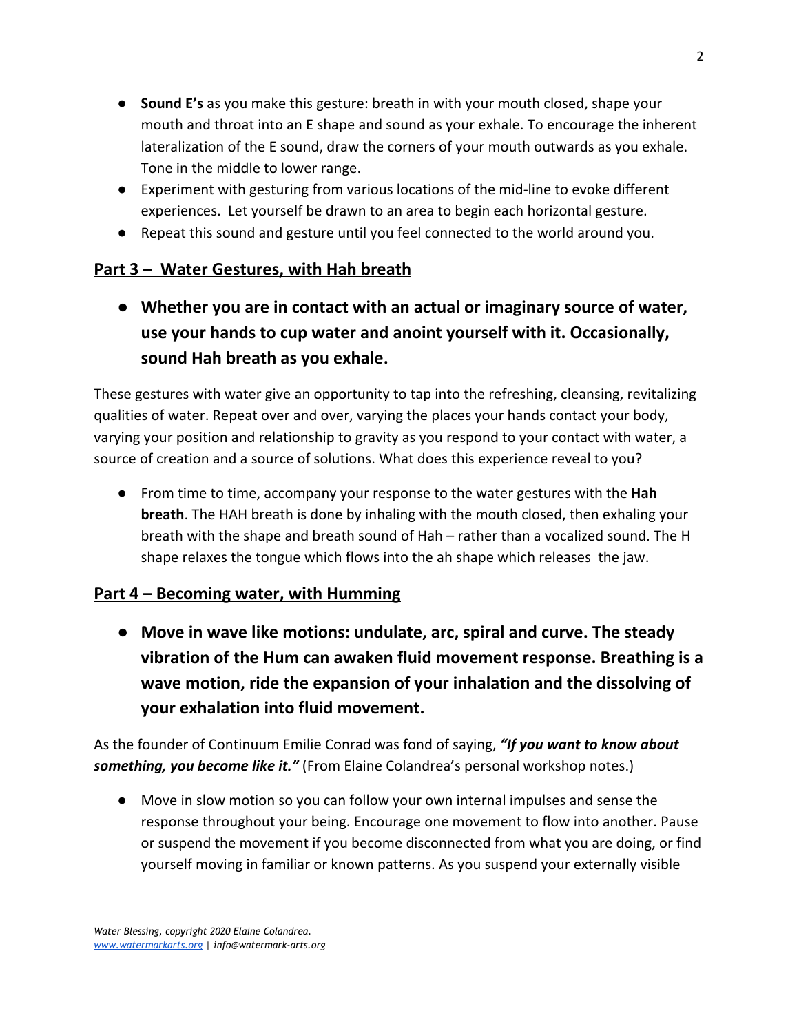- **Sound E's** as you make this gesture: breath in with your mouth closed, shape your mouth and throat into an E shape and sound as your exhale. To encourage the inherent lateralization of the E sound, draw the corners of your mouth outwards as you exhale. Tone in the middle to lower range.
- Experiment with gesturing from various locations of the mid-line to evoke different experiences. Let yourself be drawn to an area to begin each horizontal gesture.
- Repeat this sound and gesture until you feel connected to the world around you.

## <u>Part 3 – Water Gestures, with Hah breath</u>

- **Whether you are in contact with an actual or imaginary source of water, use your hands to cup water and anoint yourself with it. Occasionally, sound Hah breath as you exhale.**

These gestures with water give an opportunity to tap into the refreshing, cleansing, revitalizing qualities of water. Repeat over and over, varying the places your hands contact your body, varying your position and relationship to gravity as you respond to your contact with water, a source of creation and a source of solutions. What does this experience reveal to you?

- From time to time, accompany your response to the water gestures with the **Hah breath**. The HAH breath is done by inhaling with the mouth closed, then exhaling your breath with the shape and breath sound of Hah – rather than a vocalized sound. The H shape relaxes the tongue which flows into the ah shape which releases the jaw.

## <u>Part 4 – Becoming water, with Humming</u>

- **Move in wave like motions: undulate, arc, spiral and curve. The steady vibration of the Hum can awaken fluid movement response. Breathing is a wave motion, ride the expansion of your inhalation and the dissolving of your exhalation into fluid movement.**

As the founder of Continuum Emilie Conrad was fond of saying, ***"If you want to know about something, you become like it."*** (From Elaine Colandrea's personal workshop notes.)

- Move in slow motion so you can follow your own internal impulses and sense the response throughout your being. Encourage one movement to flow into another. Pause or suspend the movement if you become disconnected from what you are doing, or find yourself moving in familiar or known patterns. As you suspend your externally visible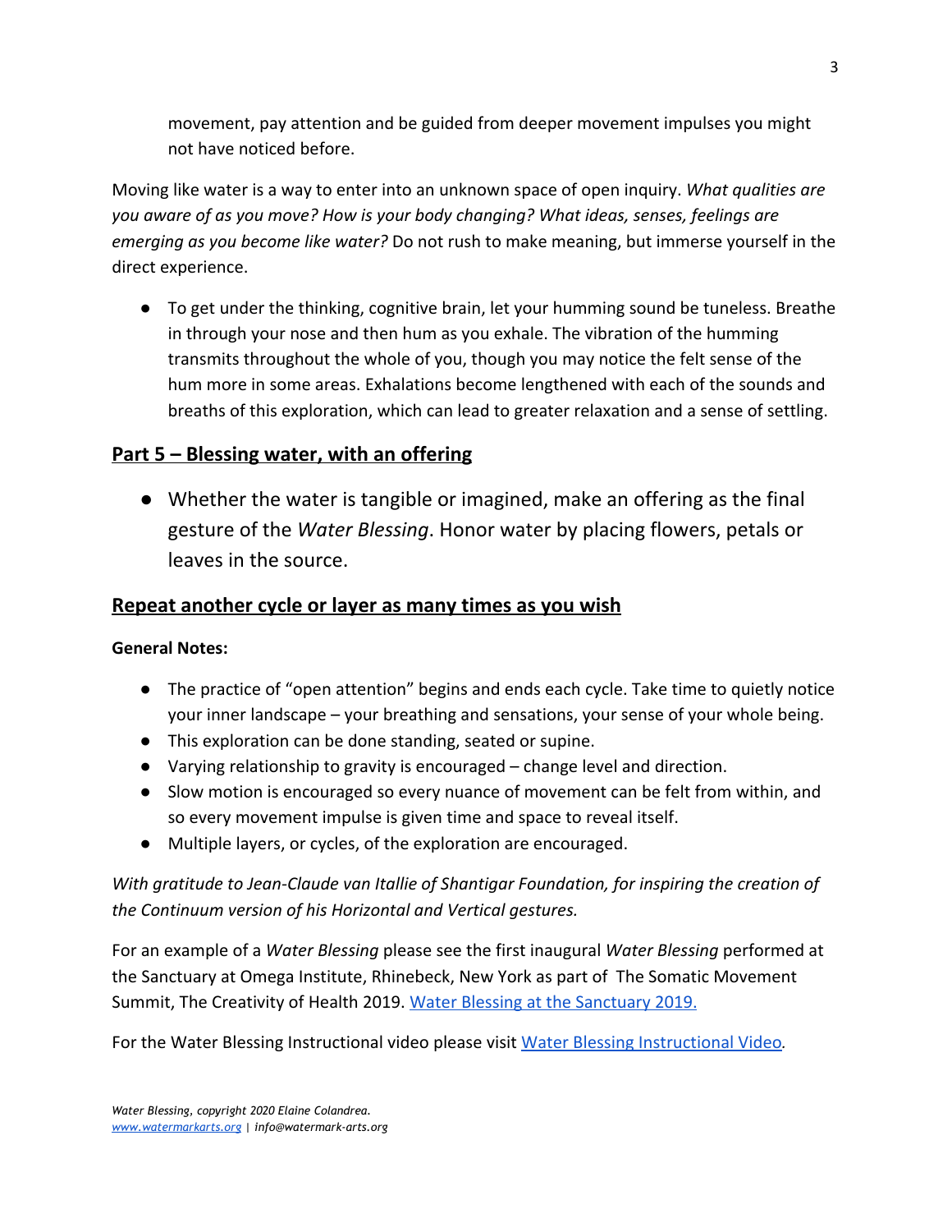movement, pay attention and be guided from deeper movement impulses you might not have noticed before.

Moving like water is a way to enter into an unknown space of open inquiry. *What qualities are you aware of as you move? How is your body changing? What ideas, senses, feelings are emerging as you become like water?* Do not rush to make meaning, but immerse yourself in the direct experience.

- To get under the thinking, cognitive brain, let your humming sound be tuneless. Breathe in through your nose and then hum as you exhale. The vibration of the humming transmits throughout the whole of you, though you may notice the felt sense of the hum more in some areas. Exhalations become lengthened with each of the sounds and breaths of this exploration, which can lead to greater relaxation and a sense of settling.

## Part 5 – Blessing water, with an offering

- Whether the water is tangible or imagined, make an offering as the final gesture of the *Water Blessing*. Honor water by placing flowers, petals or leaves in the source.

## Repeat another cycle or layer as many times as you wish

**General Notes:**

- The practice of "open attention" begins and ends each cycle. Take time to quietly notice your inner landscape – your breathing and sensations, your sense of your whole being.
- This exploration can be done standing, seated or supine.
- Varying relationship to gravity is encouraged – change level and direction.
- Slow motion is encouraged so every nuance of movement can be felt from within, and so every movement impulse is given time and space to reveal itself.
- Multiple layers, or cycles, of the exploration are encouraged.

*With gratitude to Jean-Claude van Itallie of Shantigar Foundation, for inspiring the creation of the Continuum version of his Horizontal and Vertical gestures.*

For an example of a *Water Blessing* please see the first inaugural *Water Blessing* performed at the Sanctuary at Omega Institute, Rhinebeck, New York as part of The Somatic Movement Summit, The Creativity of Health 2019. Water Blessing at the Sanctuary 2019.

For the Water Blessing Instructional video please visit Water Blessing Instructional Video.

*Water Blessing, copyright 2020 Elaine Colandrea.*
*www.watermarkarts.org | info@watermark-arts.org*